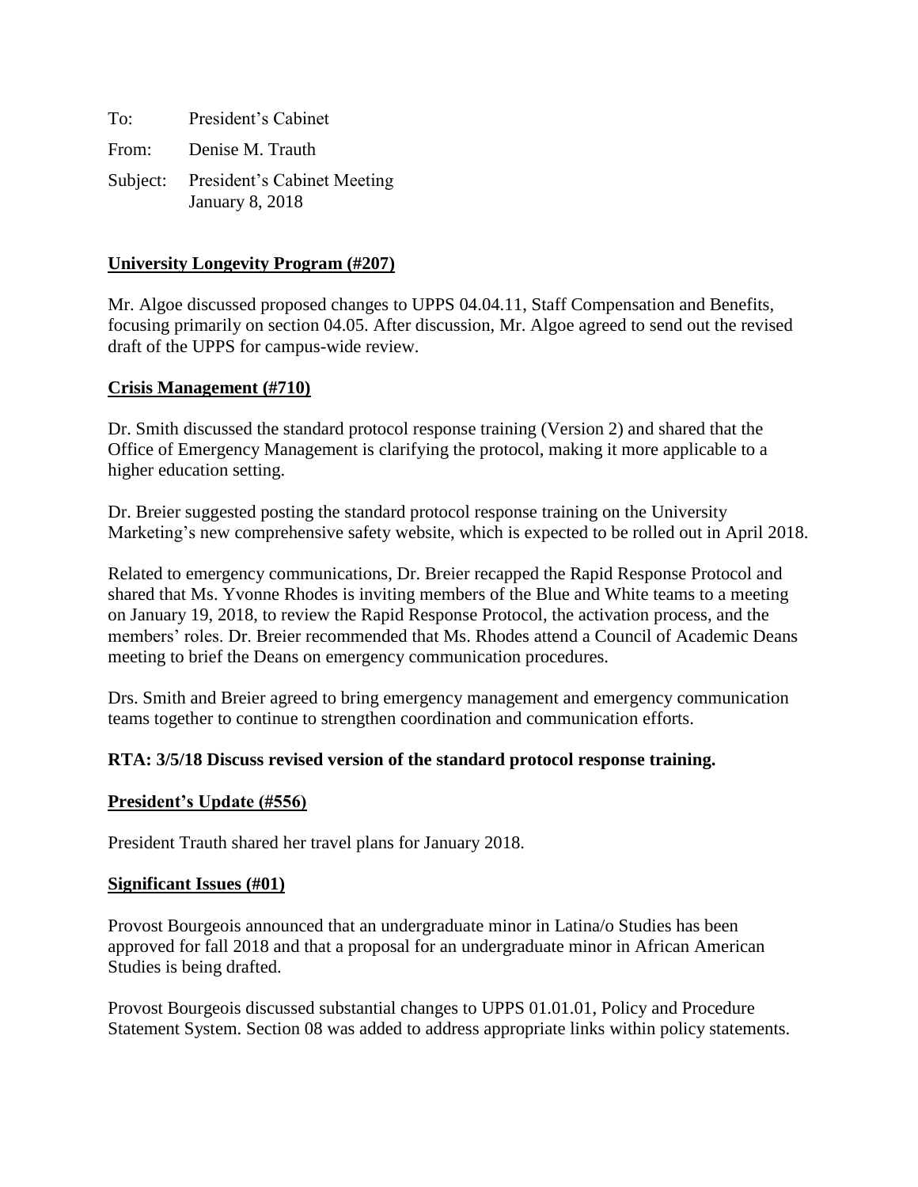To: President's Cabinet

From: Denise M. Trauth

Subject: President's Cabinet Meeting
January 8, 2018

**University Longevity Program (#207)**

Mr. Algoe discussed proposed changes to UPPS 04.04.11, Staff Compensation and Benefits, focusing primarily on section 04.05. After discussion, Mr. Algoe agreed to send out the revised draft of the UPPS for campus-wide review.

**Crisis Management (#710)**

Dr. Smith discussed the standard protocol response training (Version 2) and shared that the Office of Emergency Management is clarifying the protocol, making it more applicable to a higher education setting.

Dr. Breier suggested posting the standard protocol response training on the University Marketing's new comprehensive safety website, which is expected to be rolled out in April 2018.

Related to emergency communications, Dr. Breier recapped the Rapid Response Protocol and shared that Ms. Yvonne Rhodes is inviting members of the Blue and White teams to a meeting on January 19, 2018, to review the Rapid Response Protocol, the activation process, and the members' roles. Dr. Breier recommended that Ms. Rhodes attend a Council of Academic Deans meeting to brief the Deans on emergency communication procedures.

Drs. Smith and Breier agreed to bring emergency management and emergency communication teams together to continue to strengthen coordination and communication efforts.

**RTA: 3/5/18 Discuss revised version of the standard protocol response training.**

**President's Update (#556)**

President Trauth shared her travel plans for January 2018.

**Significant Issues (#01)**

Provost Bourgeois announced that an undergraduate minor in Latina/o Studies has been approved for fall 2018 and that a proposal for an undergraduate minor in African American Studies is being drafted.

Provost Bourgeois discussed substantial changes to UPPS 01.01.01, Policy and Procedure Statement System. Section 08 was added to address appropriate links within policy statements.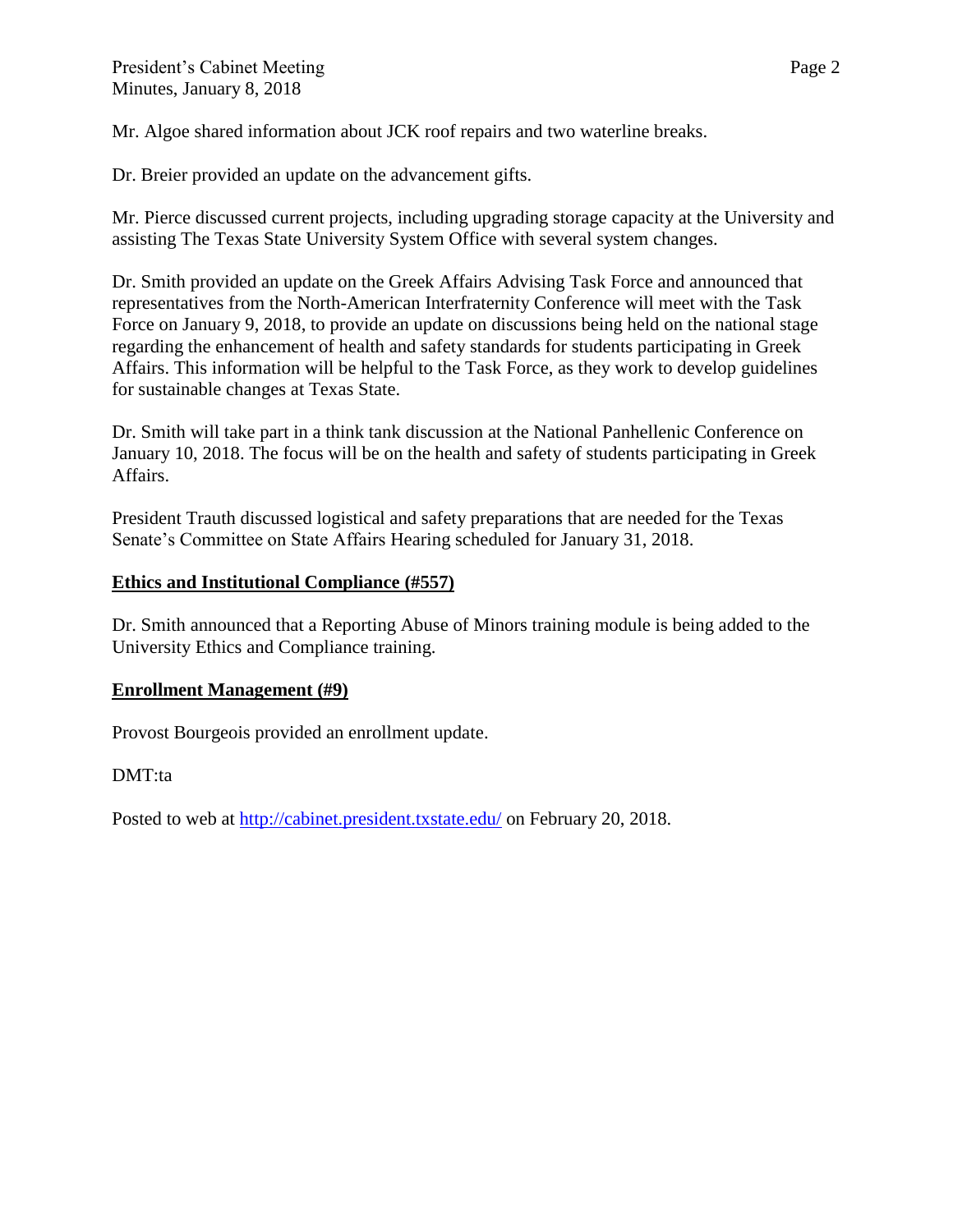Mr. Algoe shared information about JCK roof repairs and two waterline breaks.

Dr. Breier provided an update on the advancement gifts.

Mr. Pierce discussed current projects, including upgrading storage capacity at the University and assisting The Texas State University System Office with several system changes.

Dr. Smith provided an update on the Greek Affairs Advising Task Force and announced that representatives from the North-American Interfraternity Conference will meet with the Task Force on January 9, 2018, to provide an update on discussions being held on the national stage regarding the enhancement of health and safety standards for students participating in Greek Affairs. This information will be helpful to the Task Force, as they work to develop guidelines for sustainable changes at Texas State.

Dr. Smith will take part in a think tank discussion at the National Panhellenic Conference on January 10, 2018. The focus will be on the health and safety of students participating in Greek Affairs.

President Trauth discussed logistical and safety preparations that are needed for the Texas Senate's Committee on State Affairs Hearing scheduled for January 31, 2018.

**Ethics and Institutional Compliance (#557)**

Dr. Smith announced that a Reporting Abuse of Minors training module is being added to the University Ethics and Compliance training.

**Enrollment Management (#9)**

Provost Bourgeois provided an enrollment update.

DMT:ta

Posted to web at http://cabinet.president.txstate.edu/ on February 20, 2018.